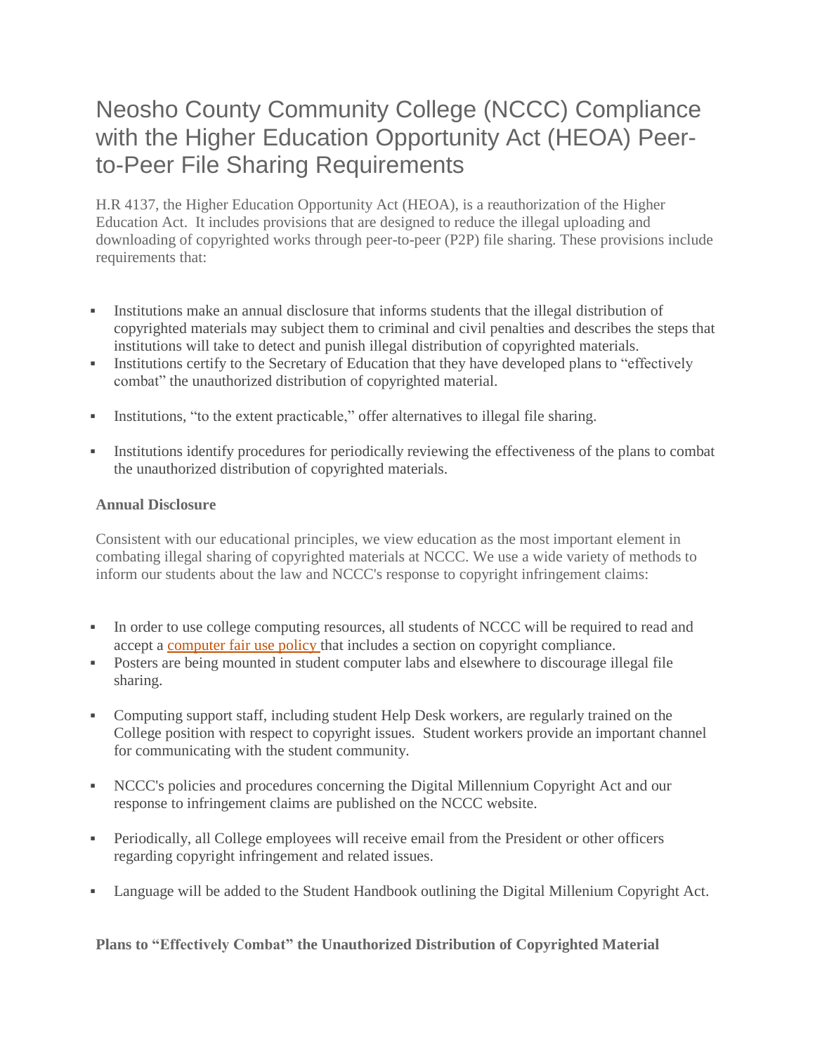# Neosho County Community College (NCCC) Compliance with the Higher Education Opportunity Act (HEOA) Peer-to-Peer File Sharing Requirements

H.R 4137, the Higher Education Opportunity Act (HEOA), is a reauthorization of the Higher Education Act. It includes provisions that are designed to reduce the illegal uploading and downloading of copyrighted works through peer-to-peer (P2P) file sharing. These provisions include requirements that:

- Institutions make an annual disclosure that informs students that the illegal distribution of copyrighted materials may subject them to criminal and civil penalties and describes the steps that institutions will take to detect and punish illegal distribution of copyrighted materials.
- Institutions certify to the Secretary of Education that they have developed plans to "effectively combat" the unauthorized distribution of copyrighted material.
- Institutions, "to the extent practicable," offer alternatives to illegal file sharing.
- Institutions identify procedures for periodically reviewing the effectiveness of the plans to combat the unauthorized distribution of copyrighted materials.

**Annual Disclosure**

Consistent with our educational principles, we view education as the most important element in combating illegal sharing of copyrighted materials at NCCC. We use a wide variety of methods to inform our students about the law and NCCC's response to copyright infringement claims:

- In order to use college computing resources, all students of NCCC will be required to read and accept a computer fair use policy that includes a section on copyright compliance.
- Posters are being mounted in student computer labs and elsewhere to discourage illegal file sharing.
- Computing support staff, including student Help Desk workers, are regularly trained on the College position with respect to copyright issues. Student workers provide an important channel for communicating with the student community.
- NCCC's policies and procedures concerning the Digital Millennium Copyright Act and our response to infringement claims are published on the NCCC website.
- Periodically, all College employees will receive email from the President or other officers regarding copyright infringement and related issues.
- Language will be added to the Student Handbook outlining the Digital Millenium Copyright Act.

**Plans to "Effectively Combat" the Unauthorized Distribution of Copyrighted Material**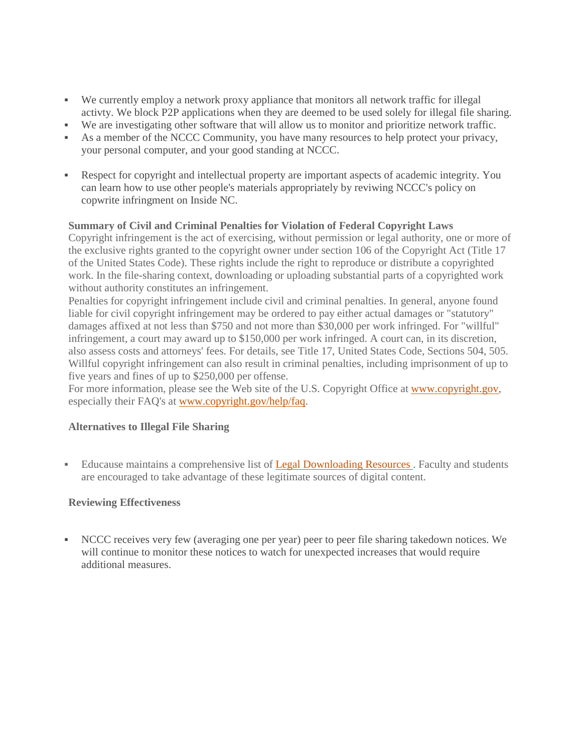- We currently employ a network proxy appliance that monitors all network traffic for illegal activty. We block P2P applications when they are deemed to be used solely for illegal file sharing.
- We are investigating other software that will allow us to monitor and prioritize network traffic.
- As a member of the NCCC Community, you have many resources to help protect your privacy, your personal computer, and your good standing at NCCC.

- Respect for copyright and intellectual property are important aspects of academic integrity. You can learn how to use other people's materials appropriately by reviwing NCCC's policy on copwrite infringment on Inside NC.

**Summary of Civil and Criminal Penalties for Violation of Federal Copyright Laws**

Copyright infringement is the act of exercising, without permission or legal authority, one or more of the exclusive rights granted to the copyright owner under section 106 of the Copyright Act (Title 17 of the United States Code). These rights include the right to reproduce or distribute a copyrighted work. In the file-sharing context, downloading or uploading substantial parts of a copyrighted work without authority constitutes an infringement.

Penalties for copyright infringement include civil and criminal penalties. In general, anyone found liable for civil copyright infringement may be ordered to pay either actual damages or "statutory" damages affixed at not less than $750 and not more than $30,000 per work infringed. For "willful" infringement, a court may award up to $150,000 per work infringed. A court can, in its discretion, also assess costs and attorneys' fees. For details, see Title 17, United States Code, Sections 504, 505. Willful copyright infringement can also result in criminal penalties, including imprisonment of up to five years and fines of up to $250,000 per offense.

For more information, please see the Web site of the U.S. Copyright Office at [www.copyright.gov](www.copyright.gov), especially their FAQ's at [www.copyright.gov/help/faq](www.copyright.gov/help/faq).

**Alternatives to Illegal File Sharing**

- Educause maintains a comprehensive list of Legal Downloading Resources . Faculty and students are encouraged to take advantage of these legitimate sources of digital content.

**Reviewing Effectiveness**

- NCCC receives very few (averaging one per year) peer to peer file sharing takedown notices. We will continue to monitor these notices to watch for unexpected increases that would require additional measures.